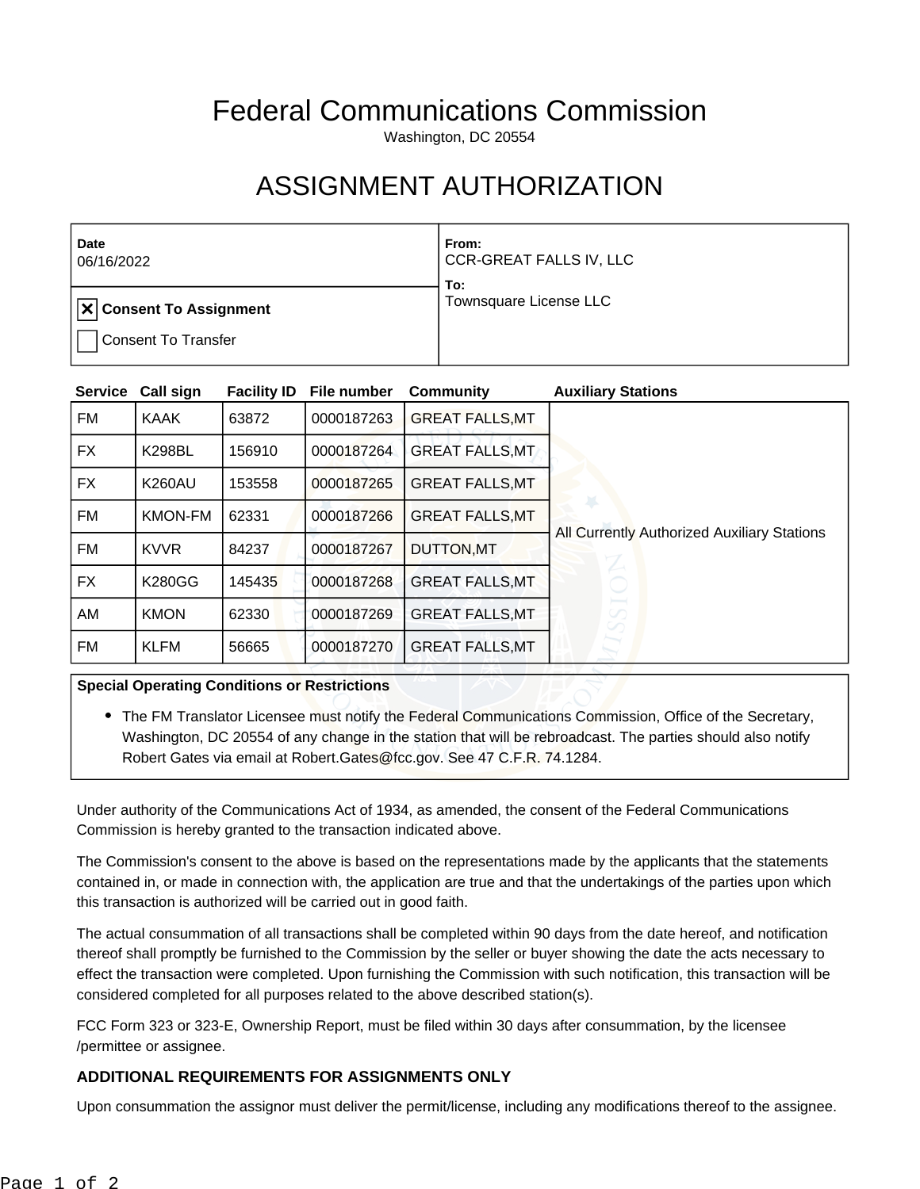# Federal Communications Commission

Washington, DC 20554

# ASSIGNMENT AUTHORIZATION

| Date | From: |
|---|---|
| 06/16/2022 | CCR-GREAT FALLS IV, LLC |
| ☒ **Consent To Assignment** | **To:** |
| ☐ Consent To Transfer | Townsquare License LLC |

| Service | Call sign | Facility ID | File number | Community | Auxiliary Stations |
|---|---|---|---|---|---|
| FM | KAAK | 63872 | 0000187263 | GREAT FALLS,MT | All Currently Authorized Auxiliary Stations |
| FX | K298BL | 156910 | 0000187264 | GREAT FALLS,MT | |
| FX | K260AU | 153558 | 0000187265 | GREAT FALLS,MT | |
| FM | KMON-FM | 62331 | 0000187266 | GREAT FALLS,MT | |
| FM | KVVR | 84237 | 0000187267 | DUTTON,MT | |
| FX | K280GG | 145435 | 0000187268 | GREAT FALLS,MT | |
| AM | KMON | 62330 | 0000187269 | GREAT FALLS,MT | |
| FM | KLFM | 56665 | 0000187270 | GREAT FALLS,MT | |

**Special Operating Conditions or Restrictions**

- The FM Translator Licensee must notify the Federal Communications Commission, Office of the Secretary, Washington, DC 20554 of any change in the station that will be rebroadcast. The parties should also notify Robert Gates via email at Robert.Gates@fcc.gov. See 47 C.F.R. 74.1284.

Under authority of the Communications Act of 1934, as amended, the consent of the Federal Communications Commission is hereby granted to the transaction indicated above.

The Commission's consent to the above is based on the representations made by the applicants that the statements contained in, or made in connection with, the application are true and that the undertakings of the parties upon which this transaction is authorized will be carried out in good faith.

The actual consummation of all transactions shall be completed within 90 days from the date hereof, and notification thereof shall promptly be furnished to the Commission by the seller or buyer showing the date the acts necessary to effect the transaction were completed. Upon furnishing the Commission with such notification, this transaction will be considered completed for all purposes related to the above described station(s).

FCC Form 323 or 323-E, Ownership Report, must be filed within 30 days after consummation, by the licensee /permittee or assignee.

### ADDITIONAL REQUIREMENTS FOR ASSIGNMENTS ONLY

Upon consummation the assignor must deliver the permit/license, including any modifications thereof to the assignee.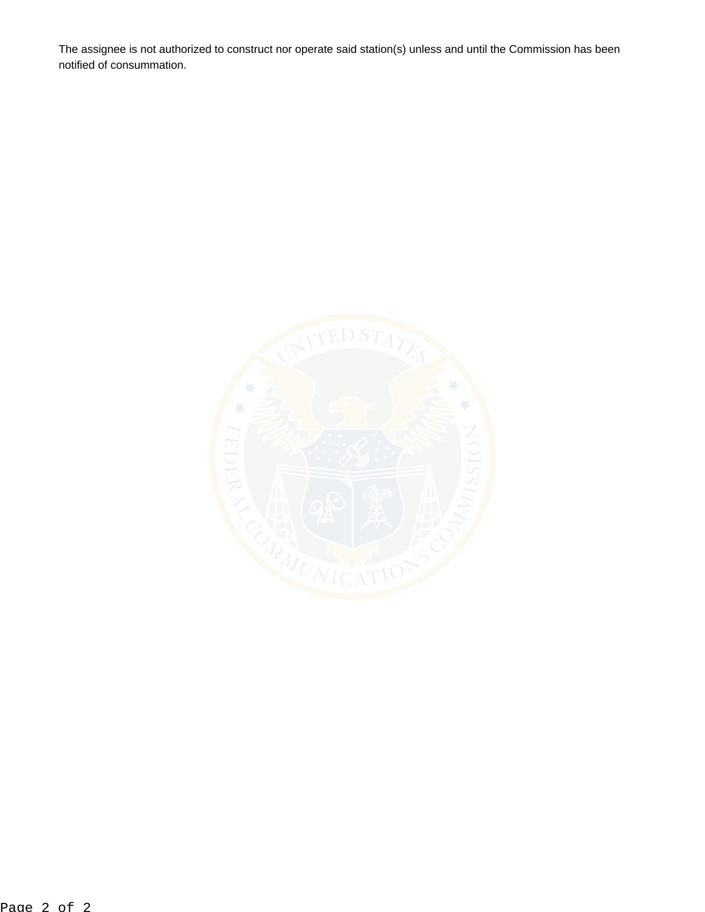The assignee is not authorized to construct nor operate said station(s) unless and until the Commission has been notified of consummation.